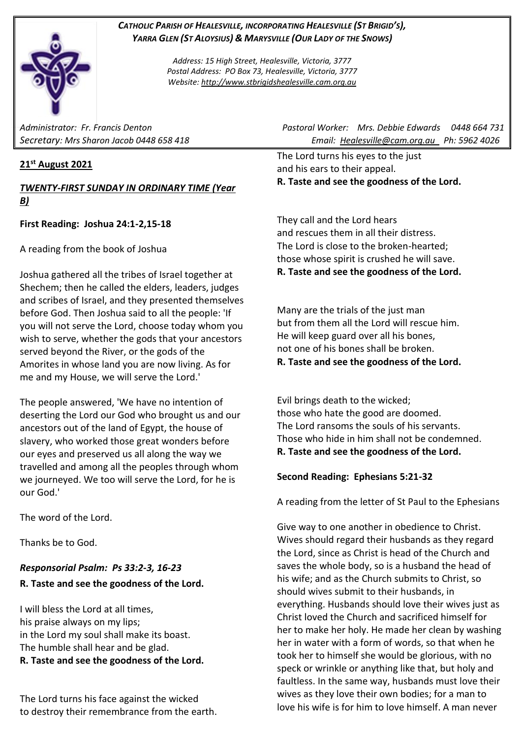***CATHOLIC PARISH OF HEALESVILLE, INCORPORATING HEALESVILLE (ST BRIGID'S), YARRA GLEN (ST ALOYSIUS) & MARYSVILLE (OUR LADY OF THE SNOWS)***

*Address: 15 High Street, Healesville, Victoria, 3777*
*Postal Address: PO Box 73, Healesville, Victoria, 3777*
*Website: http://www.stbrigidshealesville.cam.org.au*

*Administrator: Fr. Francis Denton*
*Secretary: Mrs Sharon Jacob 0448 658 418*
*Pastoral Worker: Mrs. Debbie Edwards 0448 664 731*
*Email: Healesville@cam.org.au Ph: 5962 4026*

**21st August 2021**

***TWENTY-FIRST SUNDAY IN ORDINARY TIME (Year B)***

**First Reading: Joshua 24:1-2,15-18**

A reading from the book of Joshua

Joshua gathered all the tribes of Israel together at Shechem; then he called the elders, leaders, judges and scribes of Israel, and they presented themselves before God. Then Joshua said to all the people: 'If you will not serve the Lord, choose today whom you wish to serve, whether the gods that your ancestors served beyond the River, or the gods of the Amorites in whose land you are now living. As for me and my House, we will serve the Lord.'

The people answered, 'We have no intention of deserting the Lord our God who brought us and our ancestors out of the land of Egypt, the house of slavery, who worked those great wonders before our eyes and preserved us all along the way we travelled and among all the peoples through whom we journeyed. We too will serve the Lord, for he is our God.'

The word of the Lord.

Thanks be to God.

***Responsorial Psalm: Ps 33:2-3, 16-23***

**R. Taste and see the goodness of the Lord.**

I will bless the Lord at all times,
his praise always on my lips;
in the Lord my soul shall make its boast.
The humble shall hear and be glad.
**R. Taste and see the goodness of the Lord.**

The Lord turns his face against the wicked
to destroy their remembrance from the earth.
The Lord turns his eyes to the just
and his ears to their appeal.
**R. Taste and see the goodness of the Lord.**

They call and the Lord hears
and rescues them in all their distress.
The Lord is close to the broken-hearted;
those whose spirit is crushed he will save.
**R. Taste and see the goodness of the Lord.**

Many are the trials of the just man
but from them all the Lord will rescue him.
He will keep guard over all his bones,
not one of his bones shall be broken.
**R. Taste and see the goodness of the Lord.**

Evil brings death to the wicked;
those who hate the good are doomed.
The Lord ransoms the souls of his servants.
Those who hide in him shall not be condemned.
**R. Taste and see the goodness of the Lord.**

**Second Reading: Ephesians 5:21-32**

A reading from the letter of St Paul to the Ephesians

Give way to one another in obedience to Christ. Wives should regard their husbands as they regard the Lord, since as Christ is head of the Church and saves the whole body, so is a husband the head of his wife; and as the Church submits to Christ, so should wives submit to their husbands, in everything. Husbands should love their wives just as Christ loved the Church and sacrificed himself for her to make her holy. He made her clean by washing her in water with a form of words, so that when he took her to himself she would be glorious, with no speck or wrinkle or anything like that, but holy and faultless. In the same way, husbands must love their wives as they love their own bodies; for a man to love his wife is for him to love himself. A man never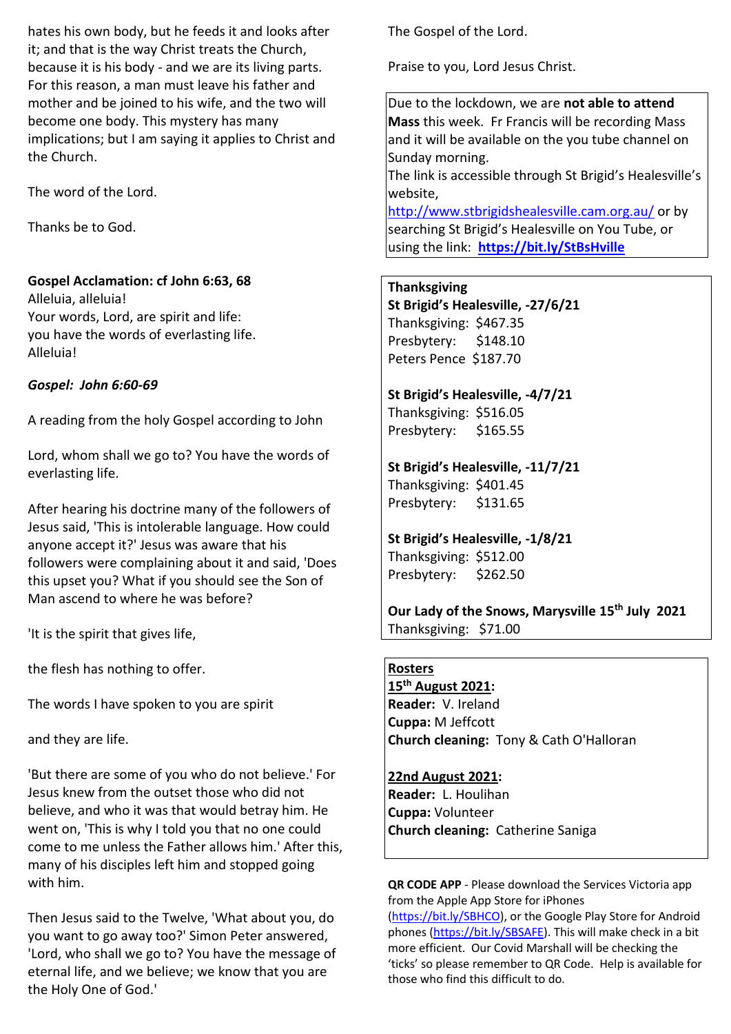hates his own body, but he feeds it and looks after it; and that is the way Christ treats the Church, because it is his body - and we are its living parts. For this reason, a man must leave his father and mother and be joined to his wife, and the two will become one body. This mystery has many implications; but I am saying it applies to Christ and the Church.

The word of the Lord.

Thanks be to God.

**Gospel Acclamation: cf John 6:63, 68**
Alleluia, alleluia!
Your words, Lord, are spirit and life:
you have the words of everlasting life.
Alleluia!

***Gospel: John 6:60-69***

A reading from the holy Gospel according to John

Lord, whom shall we go to? You have the words of everlasting life.

After hearing his doctrine many of the followers of Jesus said, 'This is intolerable language. How could anyone accept it?' Jesus was aware that his followers were complaining about it and said, 'Does this upset you? What if you should see the Son of Man ascend to where he was before?

'It is the spirit that gives life,

the flesh has nothing to offer.

The words I have spoken to you are spirit

and they are life.

'But there are some of you who do not believe.' For Jesus knew from the outset those who did not believe, and who it was that would betray him. He went on, 'This is why I told you that no one could come to me unless the Father allows him.' After this, many of his disciples left him and stopped going with him.

Then Jesus said to the Twelve, 'What about you, do you want to go away too?' Simon Peter answered, 'Lord, who shall we go to? You have the message of eternal life, and we believe; we know that you are the Holy One of God.'

The Gospel of the Lord.

Praise to you, Lord Jesus Christ.

Due to the lockdown, we are **not able to attend Mass** this week. Fr Francis will be recording Mass and it will be available on the you tube channel on Sunday morning.
The link is accessible through St Brigid's Healesville's website,
http://www.stbrigidshealesville.cam.org.au/ or by searching St Brigid's Healesville on You Tube, or using the link: **https://bit.ly/StBsHville**

**Thanksgiving**
**St Brigid's Healesville, -27/6/21**
Thanksgiving: $467.35
Presbytery: $148.10
Peters Pence $187.70

**St Brigid's Healesville, -4/7/21**
Thanksgiving: $516.05
Presbytery: $165.55

**St Brigid's Healesville, -11/7/21**
Thanksgiving: $401.45
Presbytery: $131.65

**St Brigid's Healesville, -1/8/21**
Thanksgiving: $512.00
Presbytery: $262.50

**Our Lady of the Snows, Marysville 15th July 2021**
Thanksgiving: $71.00

**Rosters**
**15th August 2021:**
**Reader:** V. Ireland
**Cuppa:** M Jeffcott
**Church cleaning:** Tony & Cath O'Halloran

**22nd August 2021:**
**Reader:** L. Houlihan
**Cuppa:** Volunteer
**Church cleaning:** Catherine Saniga

**QR CODE APP** - Please download the Services Victoria app from the Apple App Store for iPhones (https://bit.ly/SBHCO), or the Google Play Store for Android phones (https://bit.ly/SBSAFE). This will make check in a bit more efficient. Our Covid Marshall will be checking the 'ticks' so please remember to QR Code. Help is available for those who find this difficult to do.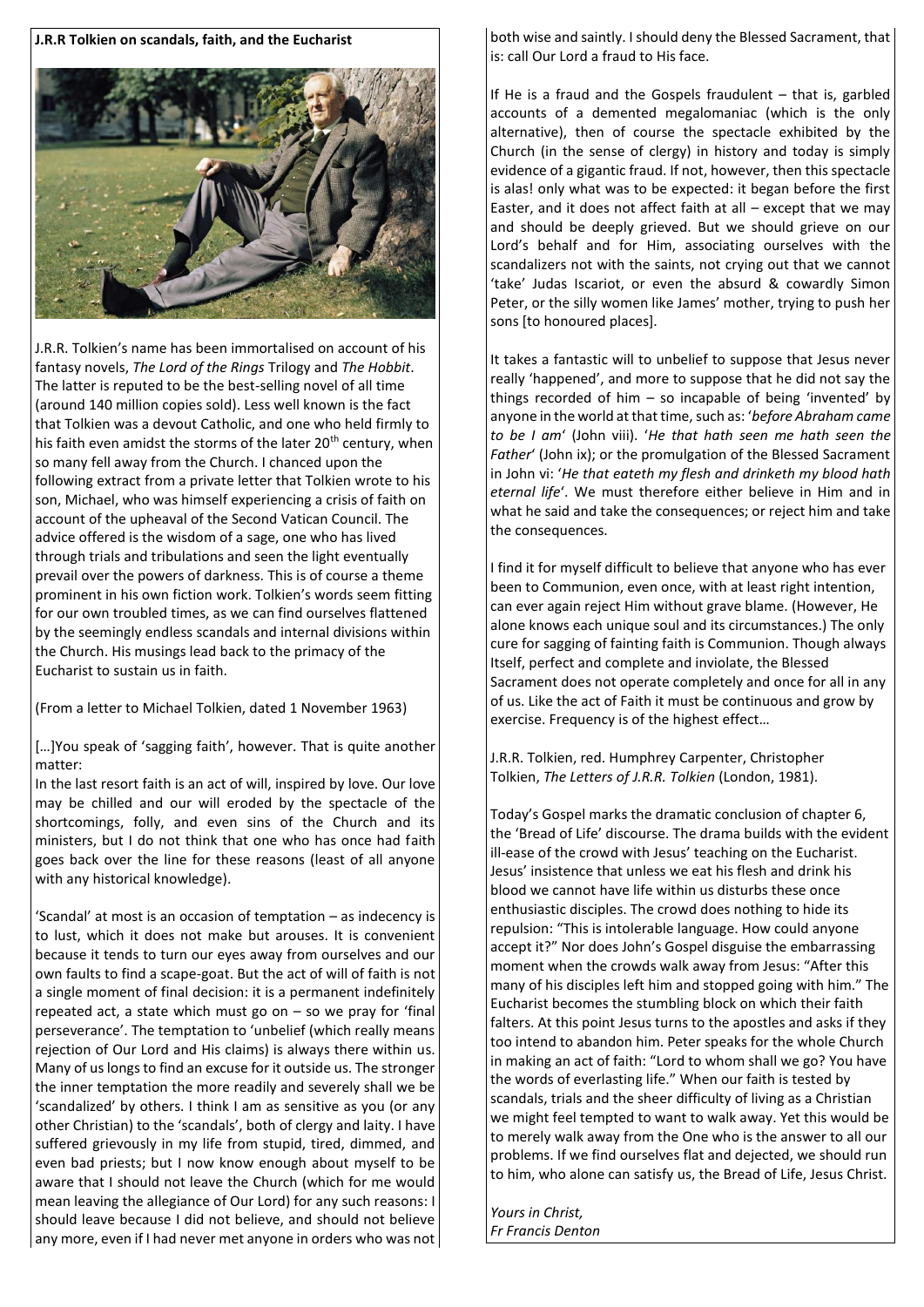**J.R.R Tolkien on scandals, faith, and the Eucharist**

J.R.R. Tolkien's name has been immortalised on account of his fantasy novels, *The Lord of the Rings* Trilogy and *The Hobbit*. The latter is reputed to be the best-selling novel of all time (around 140 million copies sold). Less well known is the fact that Tolkien was a devout Catholic, and one who held firmly to his faith even amidst the storms of the later 20th century, when so many fell away from the Church. I chanced upon the following extract from a private letter that Tolkien wrote to his son, Michael, who was himself experiencing a crisis of faith on account of the upheaval of the Second Vatican Council. The advice offered is the wisdom of a sage, one who has lived through trials and tribulations and seen the light eventually prevail over the powers of darkness. This is of course a theme prominent in his own fiction work. Tolkien's words seem fitting for our own troubled times, as we can find ourselves flattened by the seemingly endless scandals and internal divisions within the Church. His musings lead back to the primacy of the Eucharist to sustain us in faith.

(From a letter to Michael Tolkien, dated 1 November 1963)

[…]You speak of 'sagging faith', however. That is quite another matter:

In the last resort faith is an act of will, inspired by love. Our love may be chilled and our will eroded by the spectacle of the shortcomings, folly, and even sins of the Church and its ministers, but I do not think that one who has once had faith goes back over the line for these reasons (least of all anyone with any historical knowledge).

'Scandal' at most is an occasion of temptation – as indecency is to lust, which it does not make but arouses. It is convenient because it tends to turn our eyes away from ourselves and our own faults to find a scape-goat. But the act of will of faith is not a single moment of final decision: it is a permanent indefinitely repeated act, a state which must go on – so we pray for 'final perseverance'. The temptation to 'unbelief (which really means rejection of Our Lord and His claims) is always there within us. Many of us longs to find an excuse for it outside us. The stronger the inner temptation the more readily and severely shall we be 'scandalized' by others. I think I am as sensitive as you (or any other Christian) to the 'scandals', both of clergy and laity. I have suffered grievously in my life from stupid, tired, dimmed, and even bad priests; but I now know enough about myself to be aware that I should not leave the Church (which for me would mean leaving the allegiance of Our Lord) for any such reasons: I should leave because I did not believe, and should not believe any more, even if I had never met anyone in orders who was not both wise and saintly. I should deny the Blessed Sacrament, that is: call Our Lord a fraud to His face.

If He is a fraud and the Gospels fraudulent – that is, garbled accounts of a demented megalomaniac (which is the only alternative), then of course the spectacle exhibited by the Church (in the sense of clergy) in history and today is simply evidence of a gigantic fraud. If not, however, then this spectacle is alas! only what was to be expected: it began before the first Easter, and it does not affect faith at all – except that we may and should be deeply grieved. But we should grieve on our Lord's behalf and for Him, associating ourselves with the scandalizers not with the saints, not crying out that we cannot 'take' Judas Iscariot, or even the absurd & cowardly Simon Peter, or the silly women like James' mother, trying to push her sons [to honoured places].

It takes a fantastic will to unbelief to suppose that Jesus never really 'happened', and more to suppose that he did not say the things recorded of him – so incapable of being 'invented' by anyone in the world at that time, such as: '*before Abraham came to be I am*' (John viii). '*He that hath seen me hath seen the Father*' (John ix); or the promulgation of the Blessed Sacrament in John vi: '*He that eateth my flesh and drinketh my blood hath eternal life*'. We must therefore either believe in Him and in what he said and take the consequences; or reject him and take the consequences.

I find it for myself difficult to believe that anyone who has ever been to Communion, even once, with at least right intention, can ever again reject Him without grave blame. (However, He alone knows each unique soul and its circumstances.) The only cure for sagging of fainting faith is Communion. Though always Itself, perfect and complete and inviolate, the Blessed Sacrament does not operate completely and once for all in any of us. Like the act of Faith it must be continuous and grow by exercise. Frequency is of the highest effect…

J.R.R. Tolkien, red. Humphrey Carpenter, Christopher Tolkien, *The Letters of J.R.R. Tolkien* (London, 1981).

Today's Gospel marks the dramatic conclusion of chapter 6, the 'Bread of Life' discourse. The drama builds with the evident ill-ease of the crowd with Jesus' teaching on the Eucharist. Jesus' insistence that unless we eat his flesh and drink his blood we cannot have life within us disturbs these once enthusiastic disciples. The crowd does nothing to hide its repulsion: "This is intolerable language. How could anyone accept it?" Nor does John's Gospel disguise the embarrassing moment when the crowds walk away from Jesus: "After this many of his disciples left him and stopped going with him." The Eucharist becomes the stumbling block on which their faith falters. At this point Jesus turns to the apostles and asks if they too intend to abandon him. Peter speaks for the whole Church in making an act of faith: "Lord to whom shall we go? You have the words of everlasting life." When our faith is tested by scandals, trials and the sheer difficulty of living as a Christian we might feel tempted to want to walk away. Yet this would be to merely walk away from the One who is the answer to all our problems. If we find ourselves flat and dejected, we should run to him, who alone can satisfy us, the Bread of Life, Jesus Christ.

*Yours in Christ,*
*Fr Francis Denton*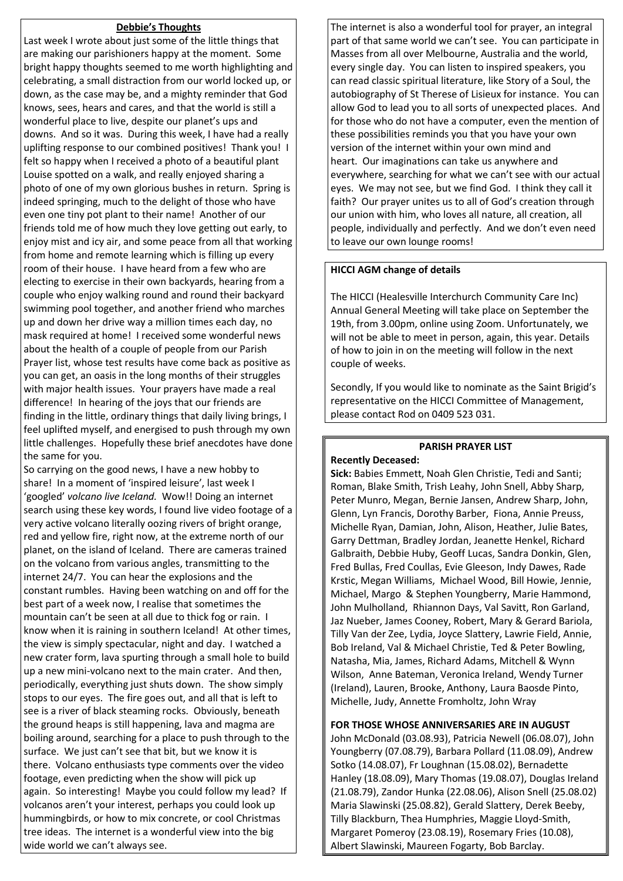## Debbie's Thoughts

Last week I wrote about just some of the little things that are making our parishioners happy at the moment. Some bright happy thoughts seemed to me worth highlighting and celebrating, a small distraction from our world locked up, or down, as the case may be, and a mighty reminder that God knows, sees, hears and cares, and that the world is still a wonderful place to live, despite our planet's ups and downs. And so it was. During this week, I have had a really uplifting response to our combined positives! Thank you! I felt so happy when I received a photo of a beautiful plant Louise spotted on a walk, and really enjoyed sharing a photo of one of my own glorious bushes in return. Spring is indeed springing, much to the delight of those who have even one tiny pot plant to their name! Another of our friends told me of how much they love getting out early, to enjoy mist and icy air, and some peace from all that working from home and remote learning which is filling up every room of their house. I have heard from a few who are electing to exercise in their own backyards, hearing from a couple who enjoy walking round and round their backyard swimming pool together, and another friend who marches up and down her drive way a million times each day, no mask required at home! I received some wonderful news about the health of a couple of people from our Parish Prayer list, whose test results have come back as positive as you can get, an oasis in the long months of their struggles with major health issues. Your prayers have made a real difference! In hearing of the joys that our friends are finding in the little, ordinary things that daily living brings, I feel uplifted myself, and energised to push through my own little challenges. Hopefully these brief anecdotes have done the same for you.

So carrying on the good news, I have a new hobby to share! In a moment of 'inspired leisure', last week I 'googled' *volcano live Iceland.* Wow!! Doing an internet search using these key words, I found live video footage of a very active volcano literally oozing rivers of bright orange, red and yellow fire, right now, at the extreme north of our planet, on the island of Iceland. There are cameras trained on the volcano from various angles, transmitting to the internet 24/7. You can hear the explosions and the constant rumbles. Having been watching on and off for the best part of a week now, I realise that sometimes the mountain can't be seen at all due to thick fog or rain. I know when it is raining in southern Iceland! At other times, the view is simply spectacular, night and day. I watched a new crater form, lava spurting through a small hole to build up a new mini-volcano next to the main crater. And then, periodically, everything just shuts down. The show simply stops to our eyes. The fire goes out, and all that is left to see is a river of black steaming rocks. Obviously, beneath the ground heaps is still happening, lava and magma are boiling around, searching for a place to push through to the surface. We just can't see that bit, but we know it is there. Volcano enthusiasts type comments over the video footage, even predicting when the show will pick up again. So interesting! Maybe you could follow my lead? If volcanos aren't your interest, perhaps you could look up hummingbirds, or how to mix concrete, or cool Christmas tree ideas. The internet is a wonderful view into the big wide world we can't always see.

The internet is also a wonderful tool for prayer, an integral part of that same world we can't see. You can participate in Masses from all over Melbourne, Australia and the world, every single day. You can listen to inspired speakers, you can read classic spiritual literature, like Story of a Soul, the autobiography of St Therese of Lisieux for instance. You can allow God to lead you to all sorts of unexpected places. And for those who do not have a computer, even the mention of these possibilities reminds you that you have your own version of the internet within your own mind and heart. Our imaginations can take us anywhere and everywhere, searching for what we can't see with our actual eyes. We may not see, but we find God. I think they call it faith? Our prayer unites us to all of God's creation through our union with him, who loves all nature, all creation, all people, individually and perfectly. And we don't even need to leave our own lounge rooms!

### HICCI AGM change of details

The HICCI (Healesville Interchurch Community Care Inc) Annual General Meeting will take place on September the 19th, from 3.00pm, online using Zoom. Unfortunately, we will not be able to meet in person, again, this year. Details of how to join in on the meeting will follow in the next couple of weeks.

Secondly, If you would like to nominate as the Saint Brigid's representative on the HICCI Committee of Management, please contact Rod on 0409 523 031.

### PARISH PRAYER LIST

**Recently Deceased:**

**Sick:** Babies Emmett, Noah Glen Christie, Tedi and Santi; Roman, Blake Smith, Trish Leahy, John Snell, Abby Sharp, Peter Munro, Megan, Bernie Jansen, Andrew Sharp, John, Glenn, Lyn Francis, Dorothy Barber, Fiona, Annie Preuss, Michelle Ryan, Damian, John, Alison, Heather, Julie Bates, Garry Dettman, Bradley Jordan, Jeanette Henkel, Richard Galbraith, Debbie Huby, Geoff Lucas, Sandra Donkin, Glen, Fred Bullas, Fred Coullas, Evie Gleeson, Indy Dawes, Rade Krstic, Megan Williams, Michael Wood, Bill Howie, Jennie, Michael, Margo & Stephen Youngberry, Marie Hammond, John Mulholland, Rhiannon Days, Val Savitt, Ron Garland, Jaz Nueber, James Cooney, Robert, Mary & Gerard Bariola, Tilly Van der Zee, Lydia, Joyce Slattery, Lawrie Field, Annie, Bob Ireland, Val & Michael Christie, Ted & Peter Bowling, Natasha, Mia, James, Richard Adams, Mitchell & Wynn Wilson, Anne Bateman, Veronica Ireland, Wendy Turner (Ireland), Lauren, Brooke, Anthony, Laura Baosde Pinto, Michelle, Judy, Annette Fromholtz, John Wray

**FOR THOSE WHOSE ANNIVERSARIES ARE IN AUGUST**

John McDonald (03.08.93), Patricia Newell (06.08.07), John Youngberry (07.08.79), Barbara Pollard (11.08.09), Andrew Sotko (14.08.07), Fr Loughnan (15.08.02), Bernadette Hanley (18.08.09), Mary Thomas (19.08.07), Douglas Ireland (21.08.79), Zandor Hunka (22.08.06), Alison Snell (25.08.02) Maria Slawinski (25.08.82), Gerald Slattery, Derek Beeby, Tilly Blackburn, Thea Humphries, Maggie Lloyd-Smith, Margaret Pomeroy (23.08.19), Rosemary Fries (10.08), Albert Slawinski, Maureen Fogarty, Bob Barclay.